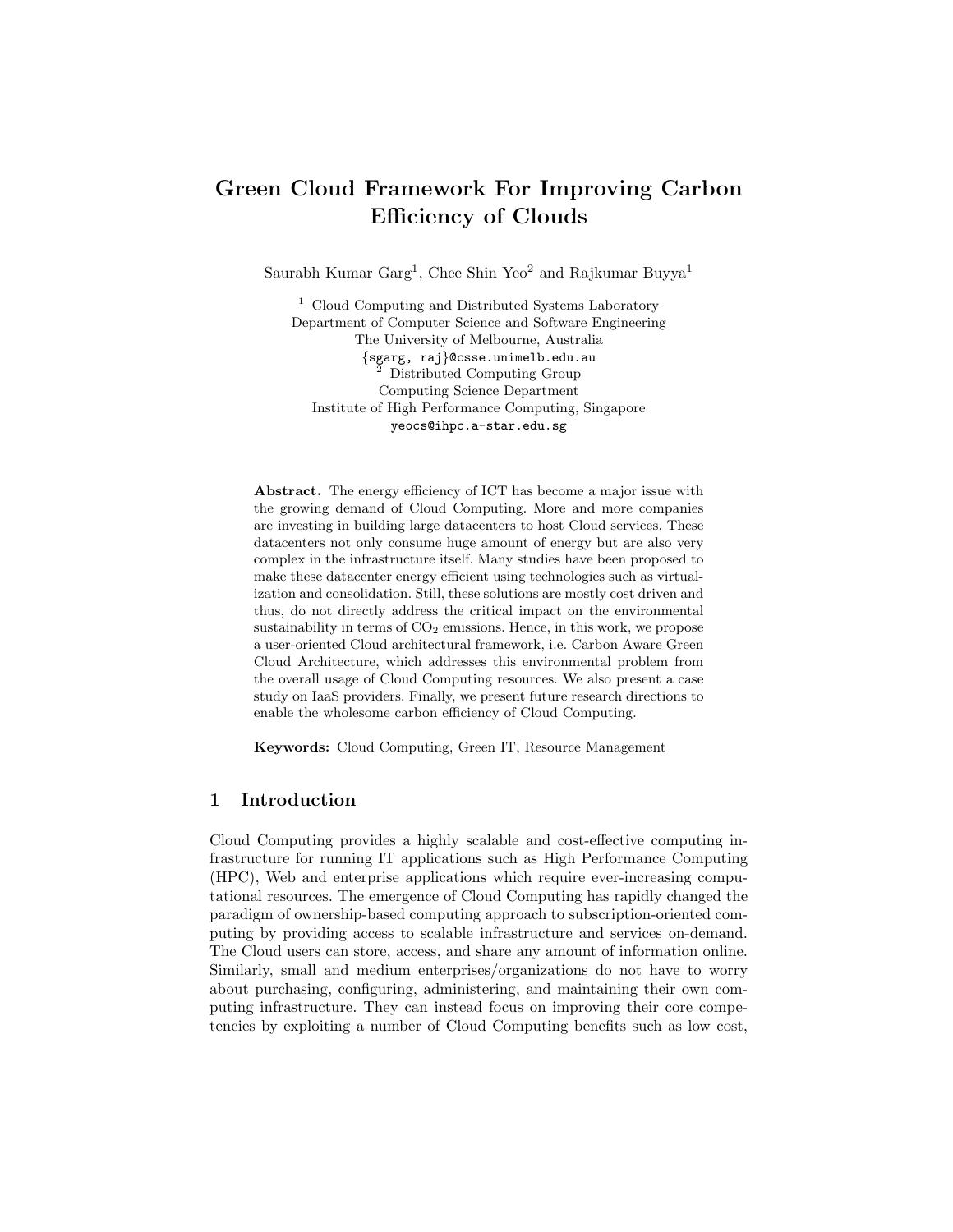# Green Cloud Framework For Improving Carbon Efficiency of Clouds

Saurabh Kumar Garg[1], Chee Shin Yeo[2] and Rajkumar Buyya[1]

[1] Cloud Computing and Distributed Systems Laboratory
Department of Computer Science and Software Engineering
The University of Melbourne, Australia
{sgarg, raj}@csse.unimelb.edu.au

[2] Distributed Computing Group
Computing Science Department
Institute of High Performance Computing, Singapore
yeocs@ihpc.a-star.edu.sg

**Abstract.** The energy efficiency of ICT has become a major issue with the growing demand of Cloud Computing. More and more companies are investing in building large datacenters to host Cloud services. These datacenters not only consume huge amount of energy but are also very complex in the infrastructure itself. Many studies have been proposed to make these datacenter energy efficient using technologies such as virtualization and consolidation. Still, these solutions are mostly cost driven and thus, do not directly address the critical impact on the environmental sustainability in terms of $CO_2$ emissions. Hence, in this work, we propose a user-oriented Cloud architectural framework, i.e. Carbon Aware Green Cloud Architecture, which addresses this environmental problem from the overall usage of Cloud Computing resources. We also present a case study on IaaS providers. Finally, we present future research directions to enable the wholesome carbon efficiency of Cloud Computing.

**Keywords:** Cloud Computing, Green IT, Resource Management

## 1 Introduction

Cloud Computing provides a highly scalable and cost-effective computing infrastructure for running IT applications such as High Performance Computing (HPC), Web and enterprise applications which require ever-increasing computational resources. The emergence of Cloud Computing has rapidly changed the paradigm of ownership-based computing approach to subscription-oriented computing by providing access to scalable infrastructure and services on-demand. The Cloud users can store, access, and share any amount of information online. Similarly, small and medium enterprises/organizations do not have to worry about purchasing, configuring, administering, and maintaining their own computing infrastructure. They can instead focus on improving their core competencies by exploiting a number of Cloud Computing benefits such as low cost,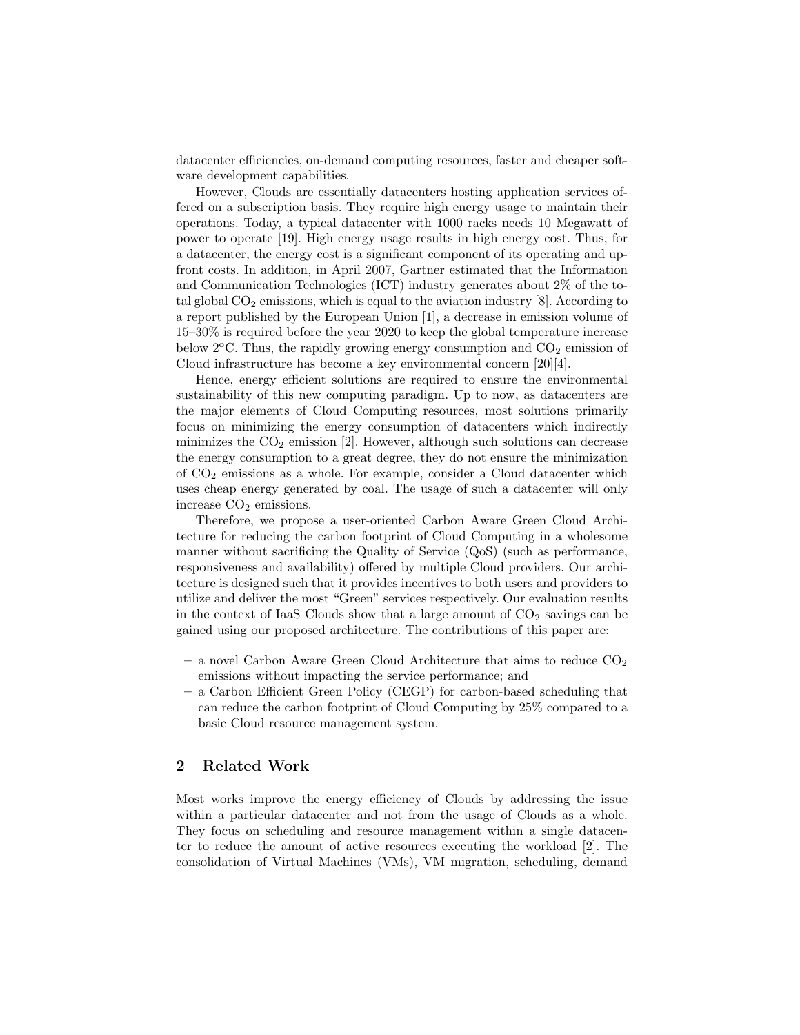datacenter efficiencies, on-demand computing resources, faster and cheaper software development capabilities.

However, Clouds are essentially datacenters hosting application services offered on a subscription basis. They require high energy usage to maintain their operations. Today, a typical datacenter with 1000 racks needs 10 Megawatt of power to operate [19]. High energy usage results in high energy cost. Thus, for a datacenter, the energy cost is a significant component of its operating and upfront costs. In addition, in April 2007, Gartner estimated that the Information and Communication Technologies (ICT) industry generates about 2% of the total global $CO_2$ emissions, which is equal to the aviation industry [8]. According to a report published by the European Union [1], a decrease in emission volume of 15–30% is required before the year 2020 to keep the global temperature increase below 2$^o$C. Thus, the rapidly growing energy consumption and $CO_2$ emission of Cloud infrastructure has become a key environmental concern [20][4].

Hence, energy efficient solutions are required to ensure the environmental sustainability of this new computing paradigm. Up to now, as datacenters are the major elements of Cloud Computing resources, most solutions primarily focus on minimizing the energy consumption of datacenters which indirectly minimizes the $CO_2$ emission [2]. However, although such solutions can decrease the energy consumption to a great degree, they do not ensure the minimization of $CO_2$ emissions as a whole. For example, consider a Cloud datacenter which uses cheap energy generated by coal. The usage of such a datacenter will only increase $CO_2$ emissions.

Therefore, we propose a user-oriented Carbon Aware Green Cloud Architecture for reducing the carbon footprint of Cloud Computing in a wholesome manner without sacrificing the Quality of Service (QoS) (such as performance, responsiveness and availability) offered by multiple Cloud providers. Our architecture is designed such that it provides incentives to both users and providers to utilize and deliver the most "Green" services respectively. Our evaluation results in the context of IaaS Clouds show that a large amount of $CO_2$ savings can be gained using our proposed architecture. The contributions of this paper are:

- a novel Carbon Aware Green Cloud Architecture that aims to reduce $CO_2$ emissions without impacting the service performance; and
- a Carbon Efficient Green Policy (CEGP) for carbon-based scheduling that can reduce the carbon footprint of Cloud Computing by 25% compared to a basic Cloud resource management system.

## 2 Related Work

Most works improve the energy efficiency of Clouds by addressing the issue within a particular datacenter and not from the usage of Clouds as a whole. They focus on scheduling and resource management within a single datacenter to reduce the amount of active resources executing the workload [2]. The consolidation of Virtual Machines (VMs), VM migration, scheduling, demand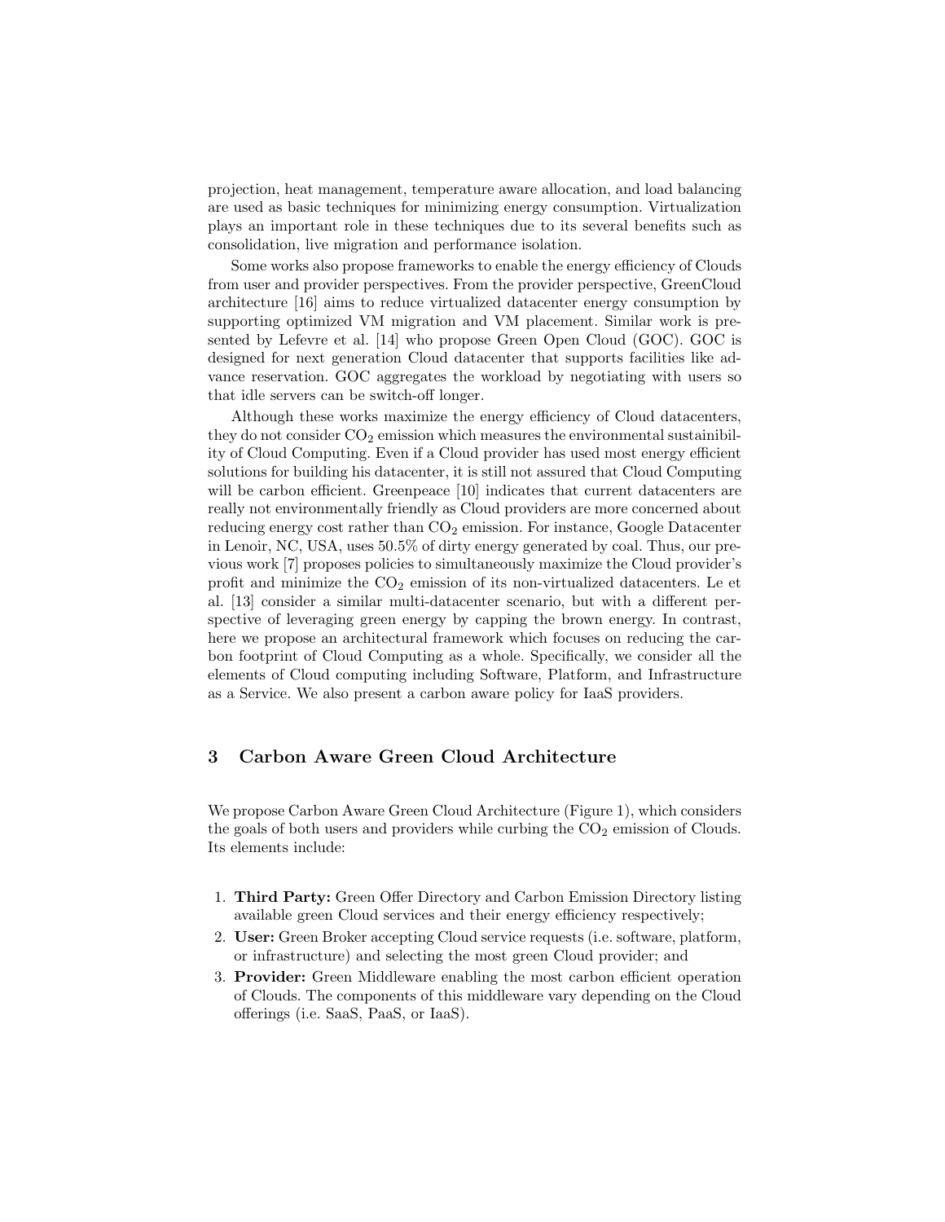projection, heat management, temperature aware allocation, and load balancing are used as basic techniques for minimizing energy consumption. Virtualization plays an important role in these techniques due to its several benefits such as consolidation, live migration and performance isolation.

Some works also propose frameworks to enable the energy efficiency of Clouds from user and provider perspectives. From the provider perspective, GreenCloud architecture [16] aims to reduce virtualized datacenter energy consumption by supporting optimized VM migration and VM placement. Similar work is presented by Lefevre et al. [14] who propose Green Open Cloud (GOC). GOC is designed for next generation Cloud datacenter that supports facilities like advance reservation. GOC aggregates the workload by negotiating with users so that idle servers can be switch-off longer.

Although these works maximize the energy efficiency of Cloud datacenters, they do not consider $CO_2$ emission which measures the environmental sustainibility of Cloud Computing. Even if a Cloud provider has used most energy efficient solutions for building his datacenter, it is still not assured that Cloud Computing will be carbon efficient. Greenpeace [10] indicates that current datacenters are really not environmentally friendly as Cloud providers are more concerned about reducing energy cost rather than $CO_2$ emission. For instance, Google Datacenter in Lenoir, NC, USA, uses 50.5% of dirty energy generated by coal. Thus, our previous work [7] proposes policies to simultaneously maximize the Cloud provider's profit and minimize the $CO_2$ emission of its non-virtualized datacenters. Le et al. [13] consider a similar multi-datacenter scenario, but with a different perspective of leveraging green energy by capping the brown energy. In contrast, here we propose an architectural framework which focuses on reducing the carbon footprint of Cloud Computing as a whole. Specifically, we consider all the elements of Cloud computing including Software, Platform, and Infrastructure as a Service. We also present a carbon aware policy for IaaS providers.

## 3 Carbon Aware Green Cloud Architecture

We propose Carbon Aware Green Cloud Architecture (Figure 1), which considers the goals of both users and providers while curbing the $CO_2$ emission of Clouds. Its elements include:

1. **Third Party:** Green Offer Directory and Carbon Emission Directory listing available green Cloud services and their energy efficiency respectively;
2. **User:** Green Broker accepting Cloud service requests (i.e. software, platform, or infrastructure) and selecting the most green Cloud provider; and
3. **Provider:** Green Middleware enabling the most carbon efficient operation of Clouds. The components of this middleware vary depending on the Cloud offerings (i.e. SaaS, PaaS, or IaaS).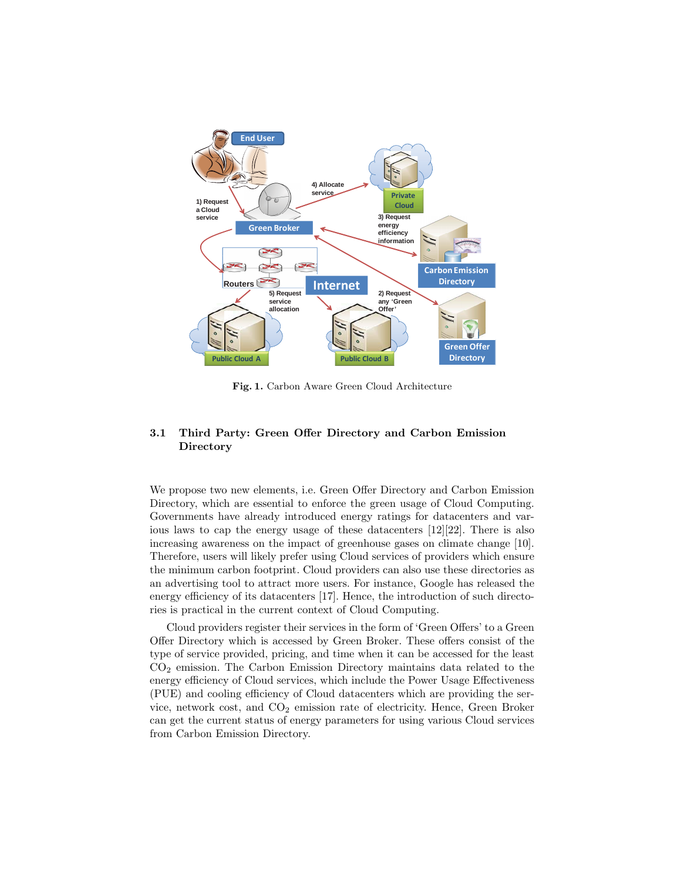**Fig. 1.** Carbon Aware Green Cloud Architecture

### 3.1 Third Party: Green Offer Directory and Carbon Emission Directory

We propose two new elements, i.e. Green Offer Directory and Carbon Emission Directory, which are essential to enforce the green usage of Cloud Computing. Governments have already introduced energy ratings for datacenters and various laws to cap the energy usage of these datacenters [12][22]. There is also increasing awareness on the impact of greenhouse gases on climate change [10]. Therefore, users will likely prefer using Cloud services of providers which ensure the minimum carbon footprint. Cloud providers can also use these directories as an advertising tool to attract more users. For instance, Google has released the energy efficiency of its datacenters [17]. Hence, the introduction of such directories is practical in the current context of Cloud Computing.

Cloud providers register their services in the form of 'Green Offers' to a Green Offer Directory which is accessed by Green Broker. These offers consist of the type of service provided, pricing, and time when it can be accessed for the least $CO_2$ emission. The Carbon Emission Directory maintains data related to the energy efficiency of Cloud services, which include the Power Usage Effectiveness (PUE) and cooling efficiency of Cloud datacenters which are providing the service, network cost, and $CO_2$ emission rate of electricity. Hence, Green Broker can get the current status of energy parameters for using various Cloud services from Carbon Emission Directory.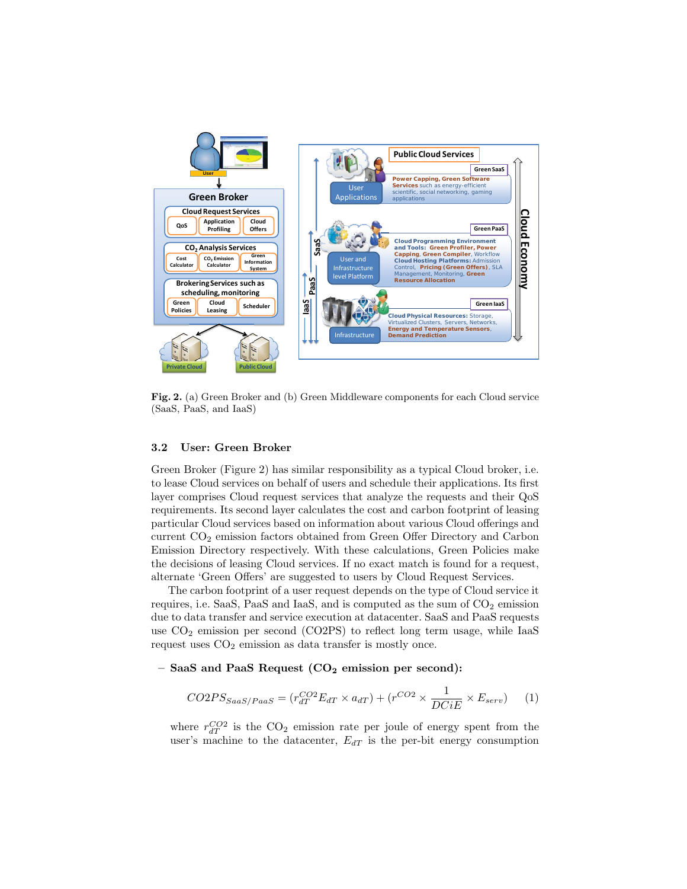**Fig. 2.** (a) Green Broker and (b) Green Middleware components for each Cloud service (SaaS, PaaS, and IaaS)

### 3.2 User: Green Broker

Green Broker (Figure 2) has similar responsibility as a typical Cloud broker, i.e. to lease Cloud services on behalf of users and schedule their applications. Its first layer comprises Cloud request services that analyze the requests and their QoS requirements. Its second layer calculates the cost and carbon footprint of leasing particular Cloud services based on information about various Cloud offerings and current $CO_2$ emission factors obtained from Green Offer Directory and Carbon Emission Directory respectively. With these calculations, Green Policies make the decisions of leasing Cloud services. If no exact match is found for a request, alternate 'Green Offers' are suggested to users by Cloud Request Services.

The carbon footprint of a user request depends on the type of Cloud service it requires, i.e. SaaS, PaaS and IaaS, and is computed as the sum of $CO_2$ emission due to data transfer and service execution at datacenter. SaaS and PaaS requests use $CO_2$ emission per second (CO2PS) to reflect long term usage, while IaaS request uses $CO_2$ emission as data transfer is mostly once.

– **SaaS and PaaS Request ($CO_2$ emission per second):**

$$CO2PS_{SaaS/PaaS} = (r_{dT}^{CO2} E_{dT} \times a_{dT}) + (r^{CO2} \times \frac{1}{DCiE} \times E_{serv}) \quad (1)$$

where $r_{dT}^{CO2}$ is the $CO_2$ emission rate per joule of energy spent from the user's machine to the datacenter, $E_{dT}$ is the per-bit energy consumption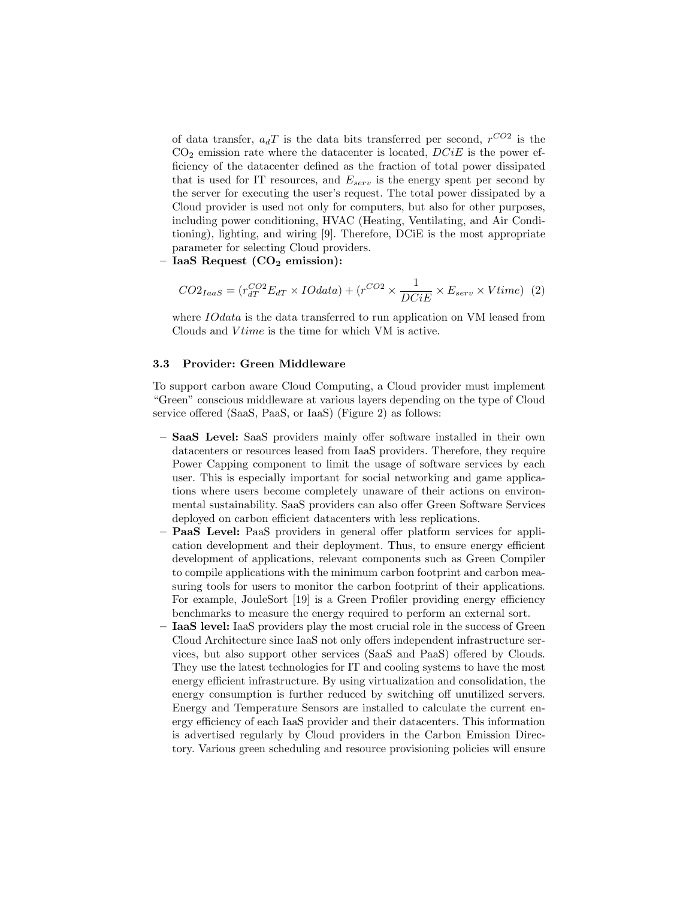of data transfer, $a_dT$ is the data bits transferred per second, $r^{CO2}$ is the $CO_2$ emission rate where the datacenter is located, $DCiE$ is the power efficiency of the datacenter defined as the fraction of total power dissipated that is used for IT resources, and $E_{serv}$ is the energy spent per second by the server for executing the user's request. The total power dissipated by a Cloud provider is used not only for computers, but also for other purposes, including power conditioning, HVAC (Heating, Ventilating, and Air Conditioning), lighting, and wiring [9]. Therefore, DCiE is the most appropriate parameter for selecting Cloud providers.

- **IaaS Request ($CO_2$ emission):**

$$CO2_{IaaS} = (r_{dT}^{CO2} E_{dT} \times IOdata) + (r^{CO2} \times \frac{1}{DCiE} \times E_{serv} \times Vtime) \quad (2)$$

  where $IOdata$ is the data transferred to run application on VM leased from Clouds and $Vtime$ is the time for which VM is active.

### 3.3 Provider: Green Middleware

To support carbon aware Cloud Computing, a Cloud provider must implement "Green" conscious middleware at various layers depending on the type of Cloud service offered (SaaS, PaaS, or IaaS) (Figure 2) as follows:

- **SaaS Level:** SaaS providers mainly offer software installed in their own datacenters or resources leased from IaaS providers. Therefore, they require Power Capping component to limit the usage of software services by each user. This is especially important for social networking and game applications where users become completely unaware of their actions on environmental sustainability. SaaS providers can also offer Green Software Services deployed on carbon efficient datacenters with less replications.
- **PaaS Level:** PaaS providers in general offer platform services for application development and their deployment. Thus, to ensure energy efficient development of applications, relevant components such as Green Compiler to compile applications with the minimum carbon footprint and carbon measuring tools for users to monitor the carbon footprint of their applications. For example, JouleSort [19] is a Green Profiler providing energy efficiency benchmarks to measure the energy required to perform an external sort.
- **IaaS level:** IaaS providers play the most crucial role in the success of Green Cloud Architecture since IaaS not only offers independent infrastructure services, but also support other services (SaaS and PaaS) offered by Clouds. They use the latest technologies for IT and cooling systems to have the most energy efficient infrastructure. By using virtualization and consolidation, the energy consumption is further reduced by switching off unutilized servers. Energy and Temperature Sensors are installed to calculate the current energy efficiency of each IaaS provider and their datacenters. This information is advertised regularly by Cloud providers in the Carbon Emission Directory. Various green scheduling and resource provisioning policies will ensure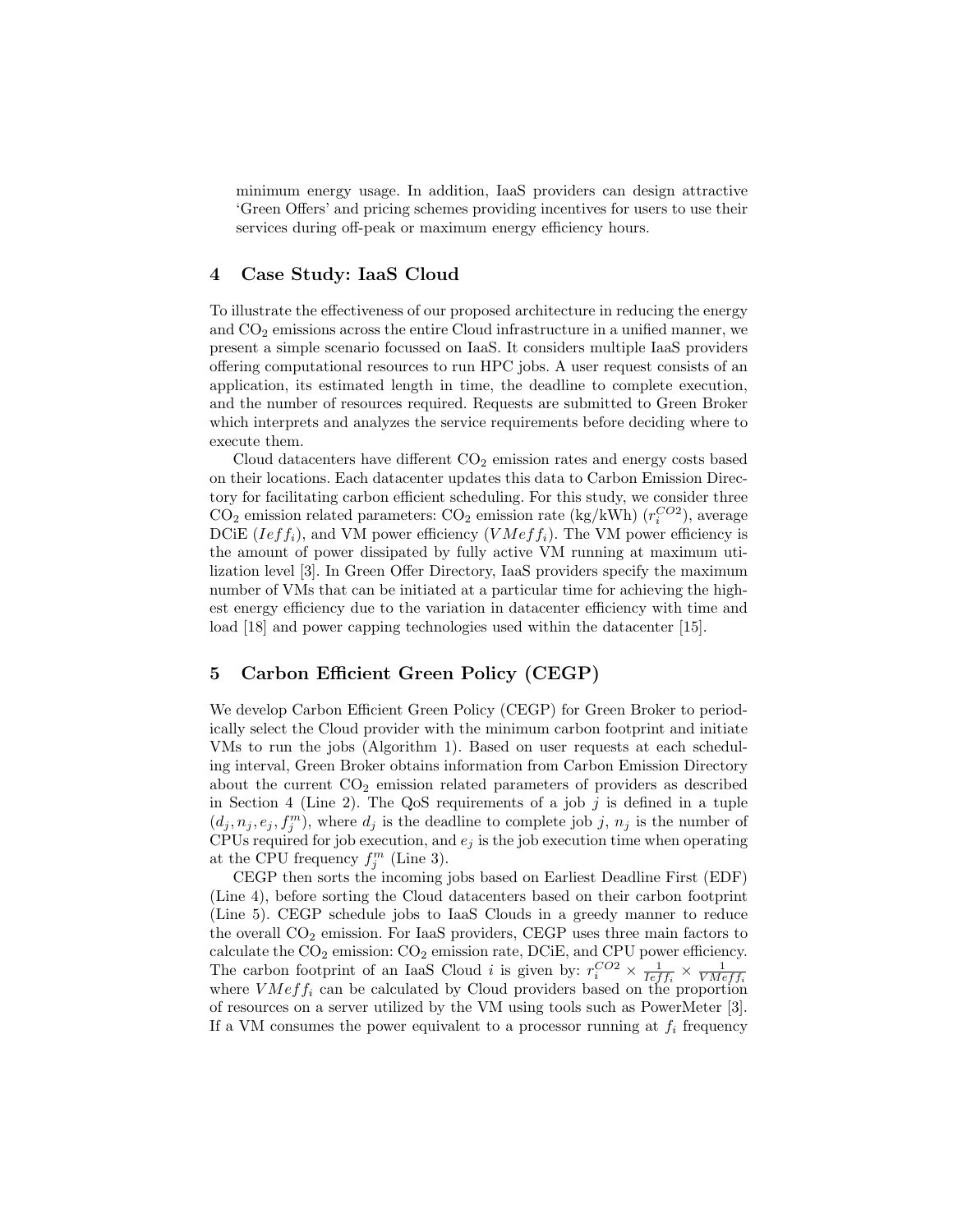minimum energy usage. In addition, IaaS providers can design attractive 'Green Offers' and pricing schemes providing incentives for users to use their services during off-peak or maximum energy efficiency hours.

## 4 Case Study: IaaS Cloud

To illustrate the effectiveness of our proposed architecture in reducing the energy and $CO_2$ emissions across the entire Cloud infrastructure in a unified manner, we present a simple scenario focussed on IaaS. It considers multiple IaaS providers offering computational resources to run HPC jobs. A user request consists of an application, its estimated length in time, the deadline to complete execution, and the number of resources required. Requests are submitted to Green Broker which interprets and analyzes the service requirements before deciding where to execute them.

Cloud datacenters have different $CO_2$ emission rates and energy costs based on their locations. Each datacenter updates this data to Carbon Emission Directory for facilitating carbon efficient scheduling. For this study, we consider three $CO_2$ emission related parameters: $CO_2$ emission rate (kg/kWh) ($r_i^{CO2}$), average DCiE ($Ieff_i$), and VM power efficiency ($VMeff_i$). The VM power efficiency is the amount of power dissipated by fully active VM running at maximum utilization level [3]. In Green Offer Directory, IaaS providers specify the maximum number of VMs that can be initiated at a particular time for achieving the highest energy efficiency due to the variation in datacenter efficiency with time and load [18] and power capping technologies used within the datacenter [15].

## 5 Carbon Efficient Green Policy (CEGP)

We develop Carbon Efficient Green Policy (CEGP) for Green Broker to periodically select the Cloud provider with the minimum carbon footprint and initiate VMs to run the jobs (Algorithm 1). Based on user requests at each scheduling interval, Green Broker obtains information from Carbon Emission Directory about the current $CO_2$ emission related parameters of providers as described in Section 4 (Line 2). The QoS requirements of a job $j$ is defined in a tuple $(d_j, n_j, e_j, f_j^m)$, where $d_j$ is the deadline to complete job $j$, $n_j$ is the number of CPUs required for job execution, and $e_j$ is the job execution time when operating at the CPU frequency $f_j^m$ (Line 3).

CEGP then sorts the incoming jobs based on Earliest Deadline First (EDF) (Line 4), before sorting the Cloud datacenters based on their carbon footprint (Line 5). CEGP schedule jobs to IaaS Clouds in a greedy manner to reduce the overall $CO_2$ emission. For IaaS providers, CEGP uses three main factors to calculate the $CO_2$ emission: $CO_2$ emission rate, DCiE, and CPU power efficiency. The carbon footprint of an IaaS Cloud $i$ is given by: $r_i^{CO2} \times \frac{1}{Ieff_i} \times \frac{1}{VMeff_i}$ where $VMeff_i$ can be calculated by Cloud providers based on the proportion of resources on a server utilized by the VM using tools such as PowerMeter [3]. If a VM consumes the power equivalent to a processor running at $f_i$ frequency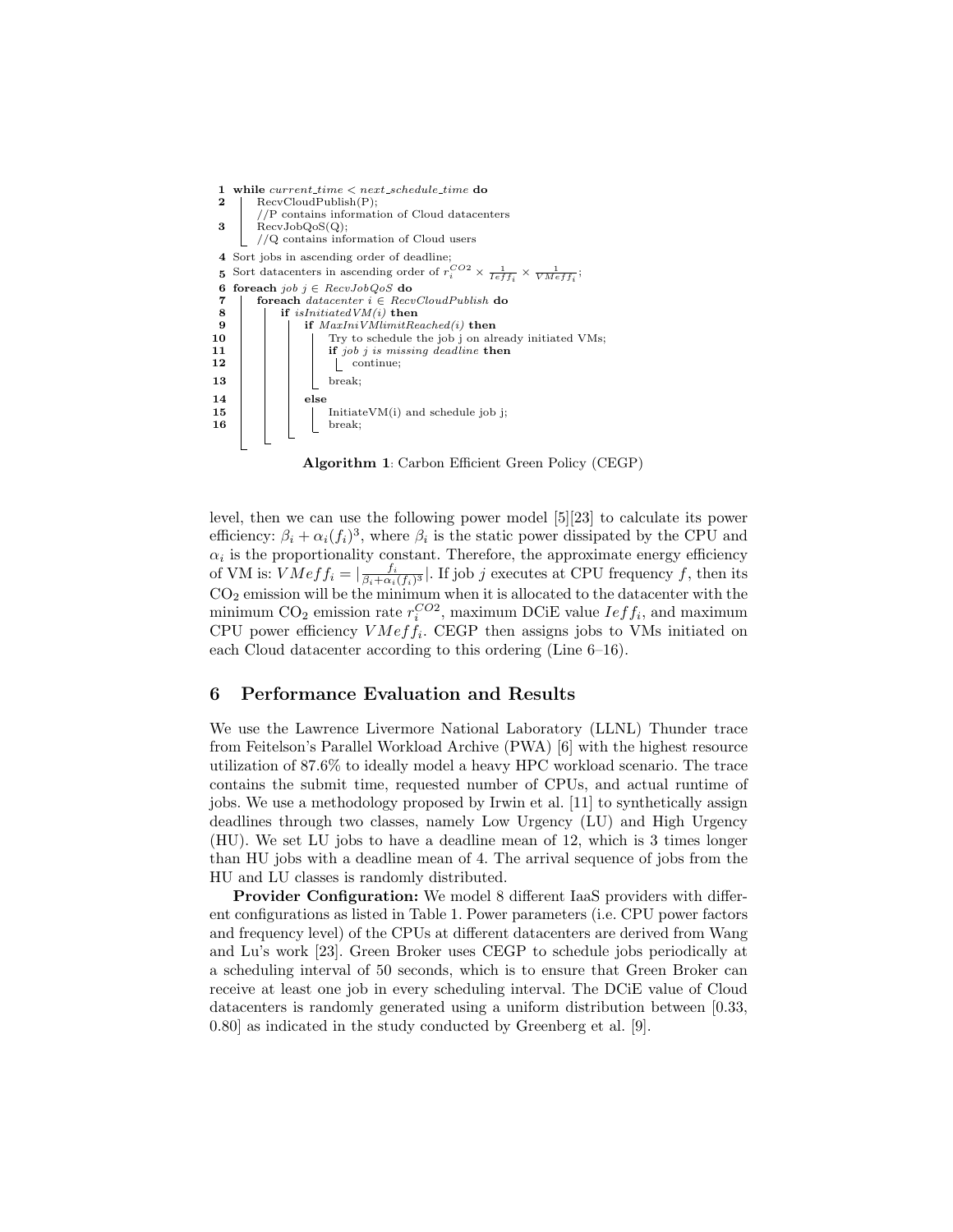```
1  while current_time < next_schedule_time do
2      RecvCloudPublish(P);
       //P contains information of Cloud datacenters
3      RecvJobQoS(Q);
       //Q contains information of Cloud users
4  Sort jobs in ascending order of deadline;
5  Sort datacenters in ascending order of r_i^CO2 × 1/Ieff_i × 1/VMeff_i;
6  foreach job j ∈ RecvJobQoS do
7      foreach datacenter i ∈ RecvCloudPublish do
8          if isInitiatedVM(i) then
9              if MaxIniVMlimitReached(i) then
10                 Try to schedule the job j on already initiated VMs;
11                 if job j is missing deadline then
12                     continue;
13                 break;
14             else
15                 InitiateVM(i) and schedule job j;
16                 break;
```

**Algorithm 1**: Carbon Efficient Green Policy (CEGP)

level, then we can use the following power model [5][23] to calculate its power efficiency: $\beta_i + \alpha_i (f_i)^3$, where $\beta_i$ is the static power dissipated by the CPU and $\alpha_i$ is the proportionality constant. Therefore, the approximate energy efficiency of VM is: $VMeff_i = |\frac{f_i}{\beta_i + \alpha_i (f_i)^3}|$. If job $j$ executes at CPU frequency $f$, then its $CO_2$ emission will be the minimum when it is allocated to the datacenter with the minimum $CO_2$ emission rate $r_i^{CO2}$, maximum DCiE value $Ieff_i$, and maximum CPU power efficiency $VMeff_i$. CEGP then assigns jobs to VMs initiated on each Cloud datacenter according to this ordering (Line 6–16).

## 6 Performance Evaluation and Results

We use the Lawrence Livermore National Laboratory (LLNL) Thunder trace from Feitelson's Parallel Workload Archive (PWA) [6] with the highest resource utilization of 87.6% to ideally model a heavy HPC workload scenario. The trace contains the submit time, requested number of CPUs, and actual runtime of jobs. We use a methodology proposed by Irwin et al. [11] to synthetically assign deadlines through two classes, namely Low Urgency (LU) and High Urgency (HU). We set LU jobs to have a deadline mean of 12, which is 3 times longer than HU jobs with a deadline mean of 4. The arrival sequence of jobs from the HU and LU classes is randomly distributed.

**Provider Configuration:** We model 8 different IaaS providers with different configurations as listed in Table 1. Power parameters (i.e. CPU power factors and frequency level) of the CPUs at different datacenters are derived from Wang and Lu's work [23]. Green Broker uses CEGP to schedule jobs periodically at a scheduling interval of 50 seconds, which is to ensure that Green Broker can receive at least one job in every scheduling interval. The DCiE value of Cloud datacenters is randomly generated using a uniform distribution between [0.33, 0.80] as indicated in the study conducted by Greenberg et al. [9].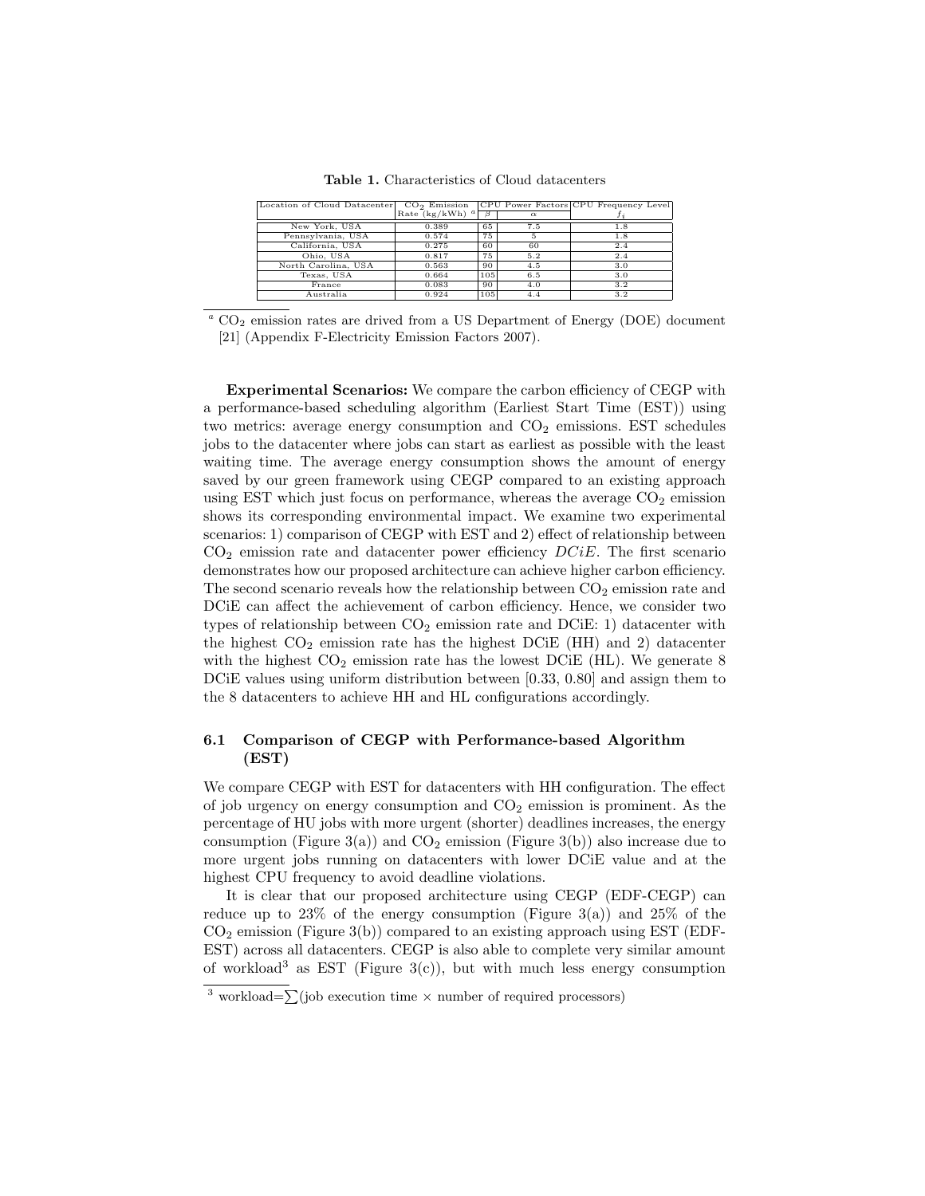**Table 1.** Characteristics of Cloud datacenters

| Location of Cloud Datacenter | $CO_2$ Emission Rate (kg/kWh) [a] | CPU Power Factors | | CPU Frequency Level |
|---|---|---|---|---|
| | | $\beta$ | $\alpha$ | $f_i$ |
| New York, USA | 0.389 | 65 | 7.5 | 1.8 |
| Pennsylvania, USA | 0.574 | 75 | 5 | 1.8 |
| California, USA | 0.275 | 60 | 60 | 2.4 |
| Ohio, USA | 0.817 | 75 | 5.2 | 2.4 |
| North Carolina, USA | 0.563 | 90 | 4.5 | 3.0 |
| Texas, USA | 0.664 | 105 | 6.5 | 3.0 |
| France | 0.083 | 90 | 4.0 | 3.2 |
| Australia | 0.924 | 105 | 4.4 | 3.2 |

[a] $CO_2$ emission rates are drived from a US Department of Energy (DOE) document [21] (Appendix F-Electricity Emission Factors 2007).

**Experimental Scenarios:** We compare the carbon efficiency of CEGP with a performance-based scheduling algorithm (Earliest Start Time (EST)) using two metrics: average energy consumption and $CO_2$ emissions. EST schedules jobs to the datacenter where jobs can start as earliest as possible with the least waiting time. The average energy consumption shows the amount of energy saved by our green framework using CEGP compared to an existing approach using EST which just focus on performance, whereas the average $CO_2$ emission shows its corresponding environmental impact. We examine two experimental scenarios: 1) comparison of CEGP with EST and 2) effect of relationship between $CO_2$ emission rate and datacenter power efficiency *DCiE*. The first scenario demonstrates how our proposed architecture can achieve higher carbon efficiency. The second scenario reveals how the relationship between $CO_2$ emission rate and DCiE can affect the achievement of carbon efficiency. Hence, we consider two types of relationship between $CO_2$ emission rate and DCiE: 1) datacenter with the highest $CO_2$ emission rate has the highest DCiE (HH) and 2) datacenter with the highest $CO_2$ emission rate has the lowest DCiE (HL). We generate 8 DCiE values using uniform distribution between [0.33, 0.80] and assign them to the 8 datacenters to achieve HH and HL configurations accordingly.

### 6.1 Comparison of CEGP with Performance-based Algorithm (EST)

We compare CEGP with EST for datacenters with HH configuration. The effect of job urgency on energy consumption and $CO_2$ emission is prominent. As the percentage of HU jobs with more urgent (shorter) deadlines increases, the energy consumption (Figure 3(a)) and $CO_2$ emission (Figure 3(b)) also increase due to more urgent jobs running on datacenters with lower DCiE value and at the highest CPU frequency to avoid deadline violations.

It is clear that our proposed architecture using CEGP (EDF-CEGP) can reduce up to 23% of the energy consumption (Figure 3(a)) and 25% of the $CO_2$ emission (Figure 3(b)) compared to an existing approach using EST (EDF-EST) across all datacenters. CEGP is also able to complete very similar amount of workload[3] as EST (Figure 3(c)), but with much less energy consumption

[3] workload=$\sum$(job execution time $\times$ number of required processors)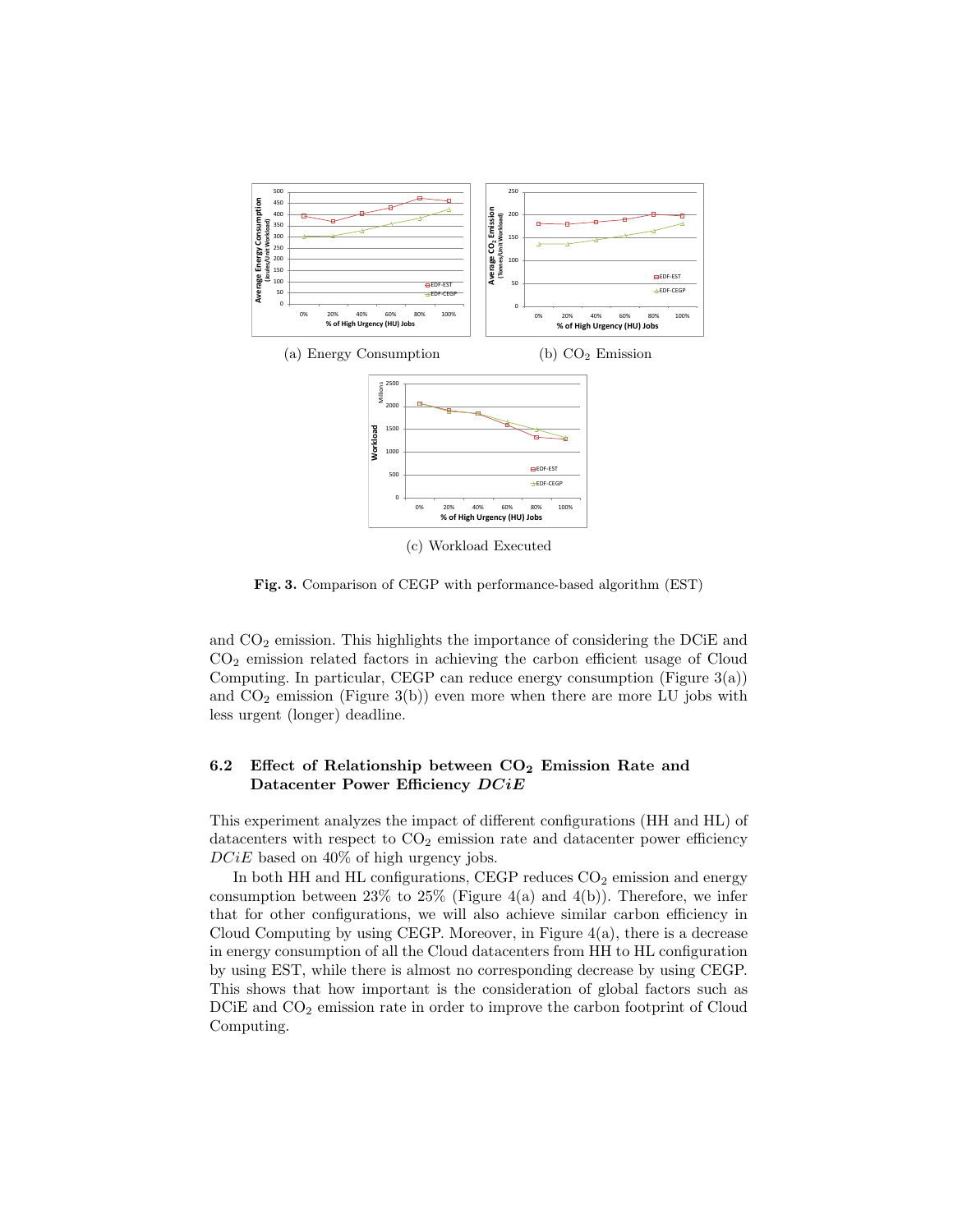(a) Energy Consumption

(b) $CO_2$ Emission

(c) Workload Executed

**Fig. 3.** Comparison of CEGP with performance-based algorithm (EST)

and $CO_2$ emission. This highlights the importance of considering the DCiE and $CO_2$ emission related factors in achieving the carbon efficient usage of Cloud Computing. In particular, CEGP can reduce energy consumption (Figure 3(a)) and $CO_2$ emission (Figure 3(b)) even more when there are more LU jobs with less urgent (longer) deadline.

### 6.2 Effect of Relationship between $CO_2$ Emission Rate and Datacenter Power Efficiency $DCiE$

This experiment analyzes the impact of different configurations (HH and HL) of datacenters with respect to $CO_2$ emission rate and datacenter power efficiency $DCiE$ based on 40% of high urgency jobs.

In both HH and HL configurations, CEGP reduces $CO_2$ emission and energy consumption between 23% to 25% (Figure 4(a) and 4(b)). Therefore, we infer that for other configurations, we will also achieve similar carbon efficiency in Cloud Computing by using CEGP. Moreover, in Figure 4(a), there is a decrease in energy consumption of all the Cloud datacenters from HH to HL configuration by using EST, while there is almost no corresponding decrease by using CEGP. This shows that how important is the consideration of global factors such as DCiE and $CO_2$ emission rate in order to improve the carbon footprint of Cloud Computing.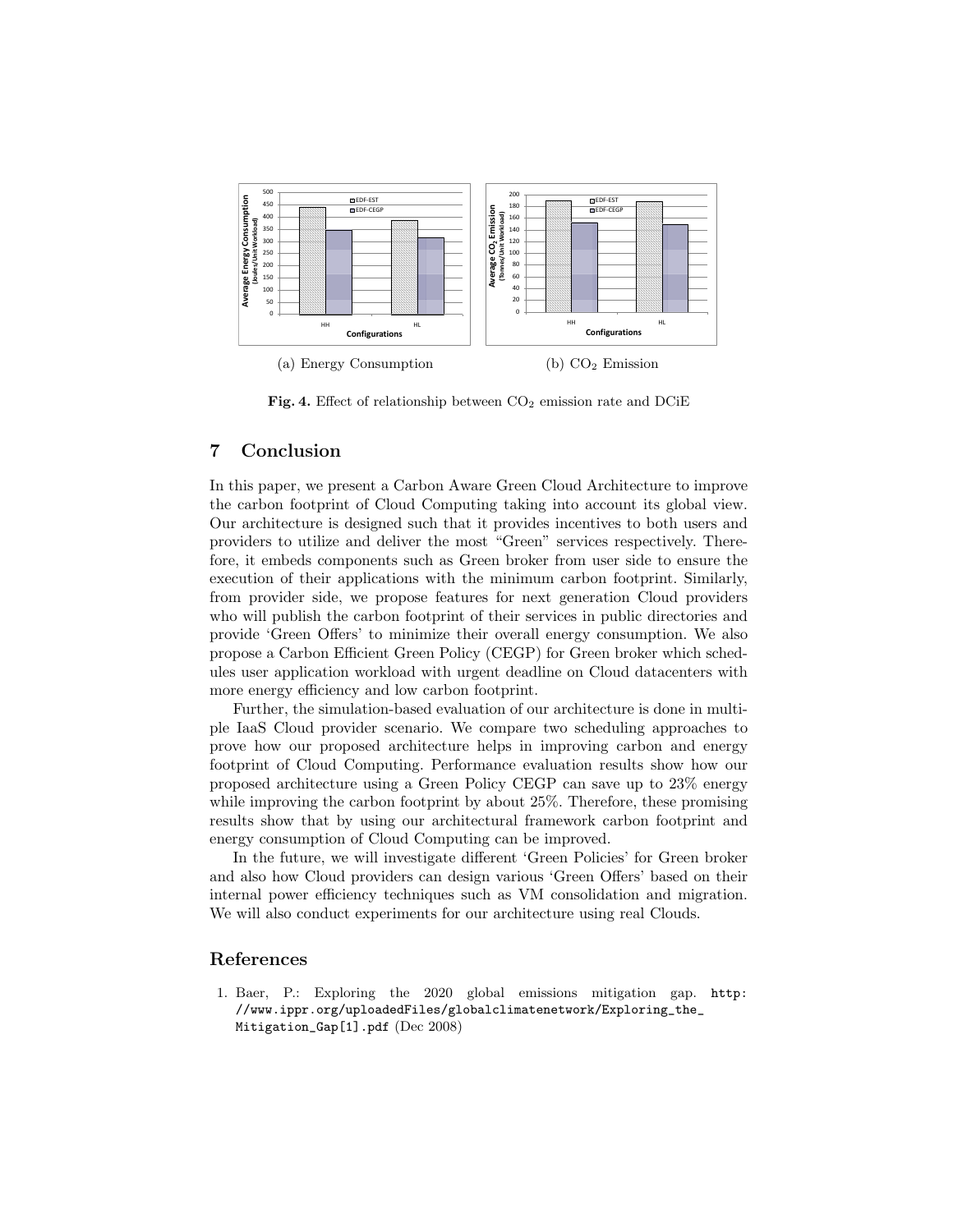(a) Energy Consumption

(b) $CO_2$ Emission

**Fig. 4.** Effect of relationship between $CO_2$ emission rate and DCiE

## 7 Conclusion

In this paper, we present a Carbon Aware Green Cloud Architecture to improve the carbon footprint of Cloud Computing taking into account its global view. Our architecture is designed such that it provides incentives to both users and providers to utilize and deliver the most "Green" services respectively. Therefore, it embeds components such as Green broker from user side to ensure the execution of their applications with the minimum carbon footprint. Similarly, from provider side, we propose features for next generation Cloud providers who will publish the carbon footprint of their services in public directories and provide 'Green Offers' to minimize their overall energy consumption. We also propose a Carbon Efficient Green Policy (CEGP) for Green broker which schedules user application workload with urgent deadline on Cloud datacenters with more energy efficiency and low carbon footprint.

Further, the simulation-based evaluation of our architecture is done in multiple IaaS Cloud provider scenario. We compare two scheduling approaches to prove how our proposed architecture helps in improving carbon and energy footprint of Cloud Computing. Performance evaluation results show how our proposed architecture using a Green Policy CEGP can save up to 23% energy while improving the carbon footprint by about 25%. Therefore, these promising results show that by using our architectural framework carbon footprint and energy consumption of Cloud Computing can be improved.

In the future, we will investigate different 'Green Policies' for Green broker and also how Cloud providers can design various 'Green Offers' based on their internal power efficiency techniques such as VM consolidation and migration. We will also conduct experiments for our architecture using real Clouds.

## References

1. Baer, P.: Exploring the 2020 global emissions mitigation gap. http://www.ippr.org/uploadedFiles/globalclimatenetwork/Exploring_the_Mitigation_Gap[1].pdf (Dec 2008)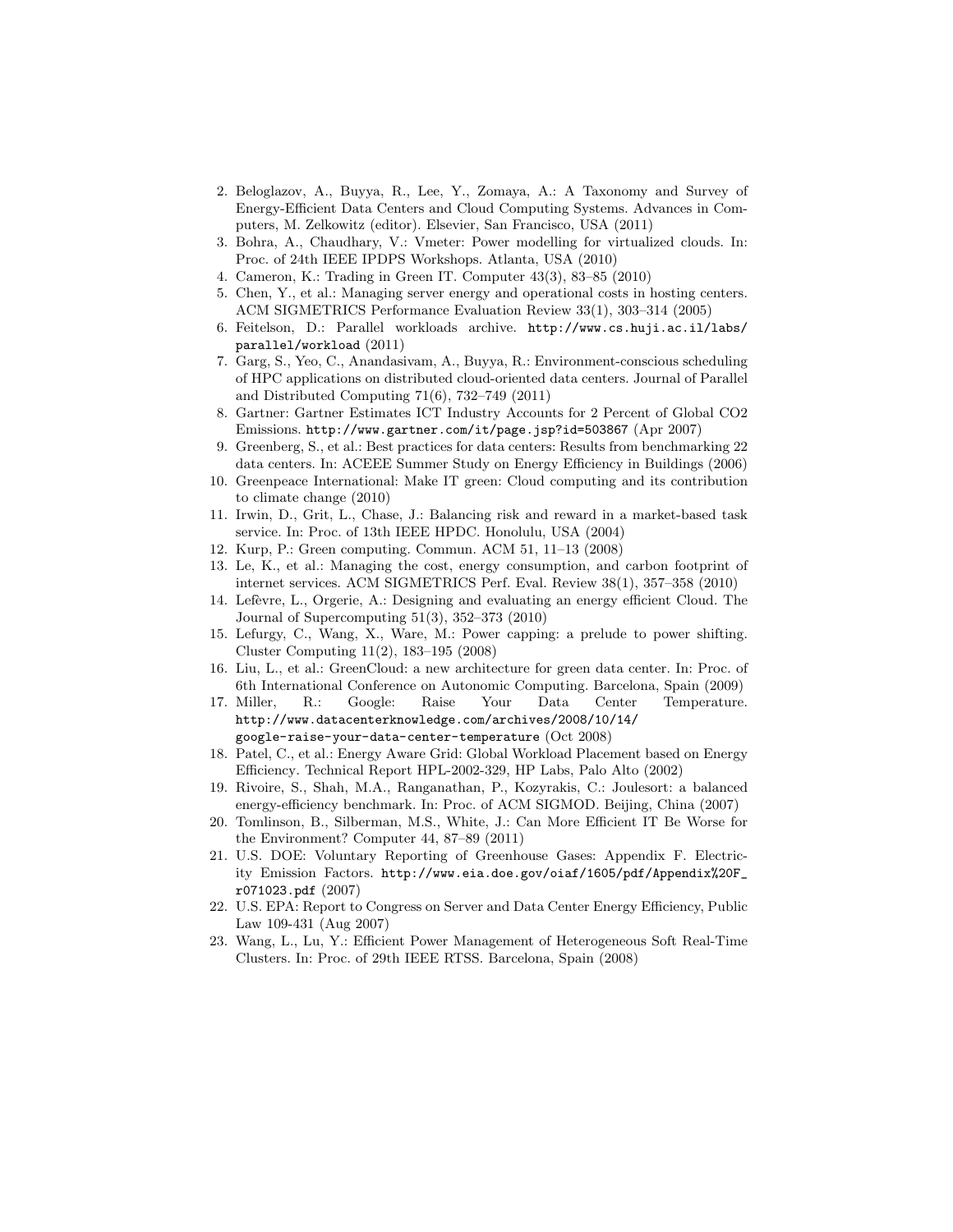2. Beloglazov, A., Buyya, R., Lee, Y., Zomaya, A.: A Taxonomy and Survey of Energy-Efficient Data Centers and Cloud Computing Systems. Advances in Computers, M. Zelkowitz (editor). Elsevier, San Francisco, USA (2011)
3. Bohra, A., Chaudhary, V.: Vmeter: Power modelling for virtualized clouds. In: Proc. of 24th IEEE IPDPS Workshops. Atlanta, USA (2010)
4. Cameron, K.: Trading in Green IT. Computer 43(3), 83–85 (2010)
5. Chen, Y., et al.: Managing server energy and operational costs in hosting centers. ACM SIGMETRICS Performance Evaluation Review 33(1), 303–314 (2005)
6. Feitelson, D.: Parallel workloads archive. `http://www.cs.huji.ac.il/labs/parallel/workload` (2011)
7. Garg, S., Yeo, C., Anandasivam, A., Buyya, R.: Environment-conscious scheduling of HPC applications on distributed cloud-oriented data centers. Journal of Parallel and Distributed Computing 71(6), 732–749 (2011)
8. Gartner: Gartner Estimates ICT Industry Accounts for 2 Percent of Global CO2 Emissions. `http://www.gartner.com/it/page.jsp?id=503867` (Apr 2007)
9. Greenberg, S., et al.: Best practices for data centers: Results from benchmarking 22 data centers. In: ACEEE Summer Study on Energy Efficiency in Buildings (2006)
10. Greenpeace International: Make IT green: Cloud computing and its contribution to climate change (2010)
11. Irwin, D., Grit, L., Chase, J.: Balancing risk and reward in a market-based task service. In: Proc. of 13th IEEE HPDC. Honolulu, USA (2004)
12. Kurp, P.: Green computing. Commun. ACM 51, 11–13 (2008)
13. Le, K., et al.: Managing the cost, energy consumption, and carbon footprint of internet services. ACM SIGMETRICS Perf. Eval. Review 38(1), 357–358 (2010)
14. Lefèvre, L., Orgerie, A.: Designing and evaluating an energy efficient Cloud. The Journal of Supercomputing 51(3), 352–373 (2010)
15. Lefurgy, C., Wang, X., Ware, M.: Power capping: a prelude to power shifting. Cluster Computing 11(2), 183–195 (2008)
16. Liu, L., et al.: GreenCloud: a new architecture for green data center. In: Proc. of 6th International Conference on Autonomic Computing. Barcelona, Spain (2009)
17. Miller, R.: Google: Raise Your Data Center Temperature. `http://www.datacenterknowledge.com/archives/2008/10/14/google-raise-your-data-center-temperature` (Oct 2008)
18. Patel, C., et al.: Energy Aware Grid: Global Workload Placement based on Energy Efficiency. Technical Report HPL-2002-329, HP Labs, Palo Alto (2002)
19. Rivoire, S., Shah, M.A., Ranganathan, P., Kozyrakis, C.: Joulesort: a balanced energy-efficiency benchmark. In: Proc. of ACM SIGMOD. Beijing, China (2007)
20. Tomlinson, B., Silberman, M.S., White, J.: Can More Efficient IT Be Worse for the Environment? Computer 44, 87–89 (2011)
21. U.S. DOE: Voluntary Reporting of Greenhouse Gases: Appendix F. Electricity Emission Factors. `http://www.eia.doe.gov/oiaf/1605/pdf/Appendix%20F_r071023.pdf` (2007)
22. U.S. EPA: Report to Congress on Server and Data Center Energy Efficiency, Public Law 109-431 (Aug 2007)
23. Wang, L., Lu, Y.: Efficient Power Management of Heterogeneous Soft Real-Time Clusters. In: Proc. of 29th IEEE RTSS. Barcelona, Spain (2008)